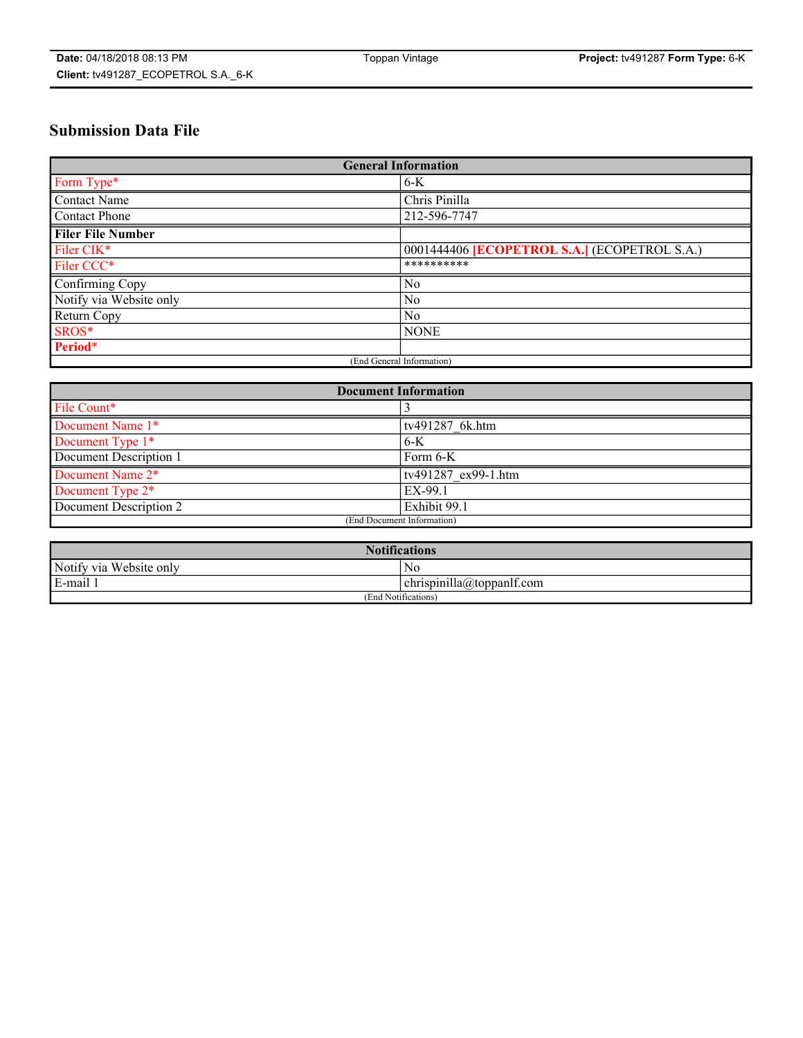# Submission Data File

| General Information | |
|---|---|
| Form Type* | 6-K |
| Contact Name | Chris Pinilla |
| Contact Phone | 212-596-7747 |
| **Filer File Number** | |
| Filer CIK* | 0001444406 **[ECOPETROL S.A.]** (ECOPETROL S.A.) |
| Filer CCC* | ********** |
| Confirming Copy | No |
| Notify via Website only | No |
| Return Copy | No |
| SROS* | NONE |
| **Period*** | |
| (End General Information) | |

| Document Information | |
|---|---|
| File Count* | 3 |
| Document Name 1* | tv491287_6k.htm |
| Document Type 1* | 6-K |
| Document Description 1 | Form 6-K |
| Document Name 2* | tv491287_ex99-1.htm |
| Document Type 2* | EX-99.1 |
| Document Description 2 | Exhibit 99.1 |
| (End Document Information) | |

| Notifications | |
|---|---|
| Notify via Website only | No |
| E-mail 1 | chrispinilla@toppanlf.com |
| (End Notifications) | |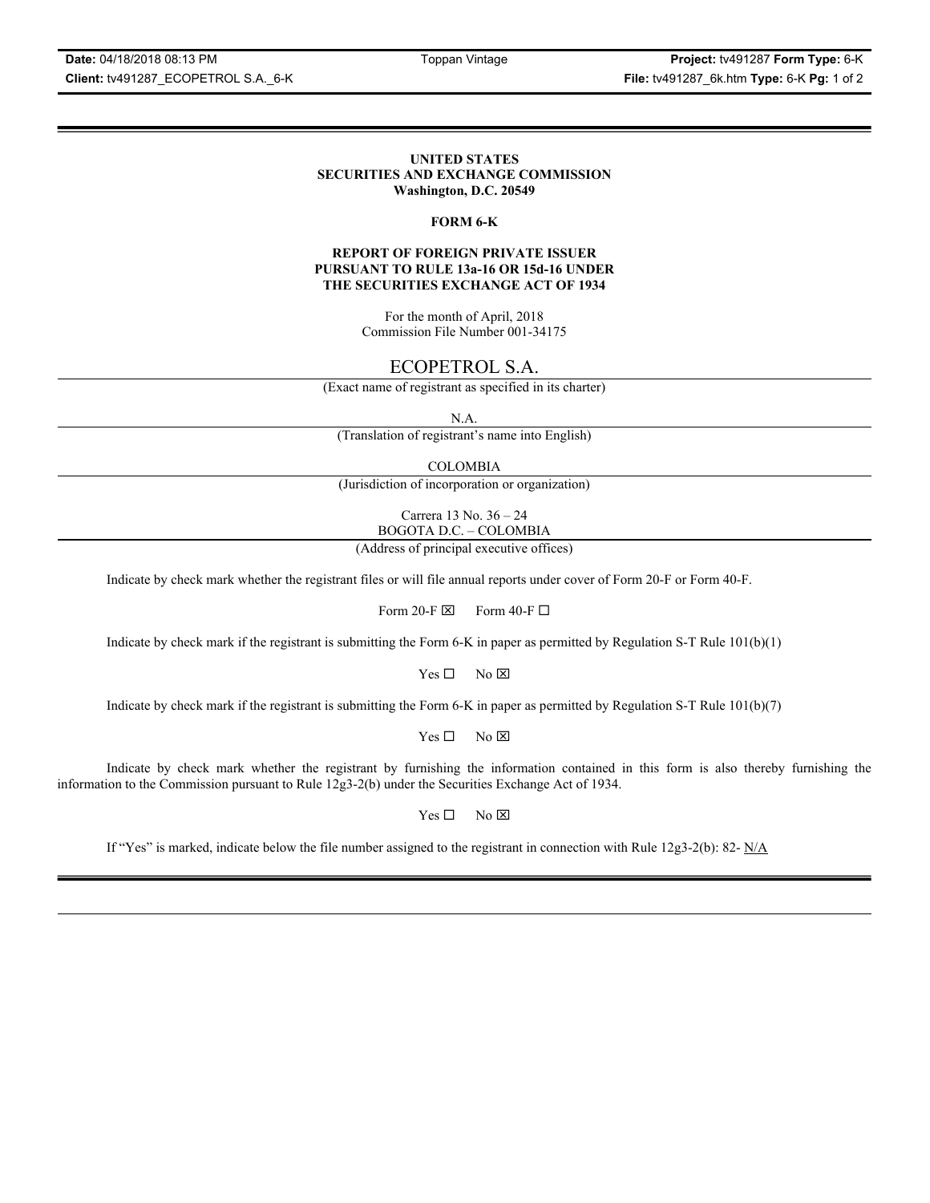**UNITED STATES**
**SECURITIES AND EXCHANGE COMMISSION**
**Washington, D.C. 20549**

**FORM 6-K**

**REPORT OF FOREIGN PRIVATE ISSUER**
**PURSUANT TO RULE 13a-16 OR 15d-16 UNDER**
**THE SECURITIES EXCHANGE ACT OF 1934**

For the month of April, 2018
Commission File Number 001-34175

ECOPETROL S.A.

(Exact name of registrant as specified in its charter)

N.A.

(Translation of registrant's name into English)

COLOMBIA

(Jurisdiction of incorporation or organization)

Carrera 13 No. 36 – 24
BOGOTA D.C. – COLOMBIA

(Address of principal executive offices)

Indicate by check mark whether the registrant files or will file annual reports under cover of Form 20-F or Form 40-F.

Form 20-F ☒ Form 40-F ☐

Indicate by check mark if the registrant is submitting the Form 6-K in paper as permitted by Regulation S-T Rule 101(b)(1)

Yes ☐ No ☒

Indicate by check mark if the registrant is submitting the Form 6-K in paper as permitted by Regulation S-T Rule 101(b)(7)

Yes ☐ No ☒

Indicate by check mark whether the registrant by furnishing the information contained in this form is also thereby furnishing the information to the Commission pursuant to Rule 12g3-2(b) under the Securities Exchange Act of 1934.

Yes ☐ No ☒

If "Yes" is marked, indicate below the file number assigned to the registrant in connection with Rule 12g3-2(b): 82- N/A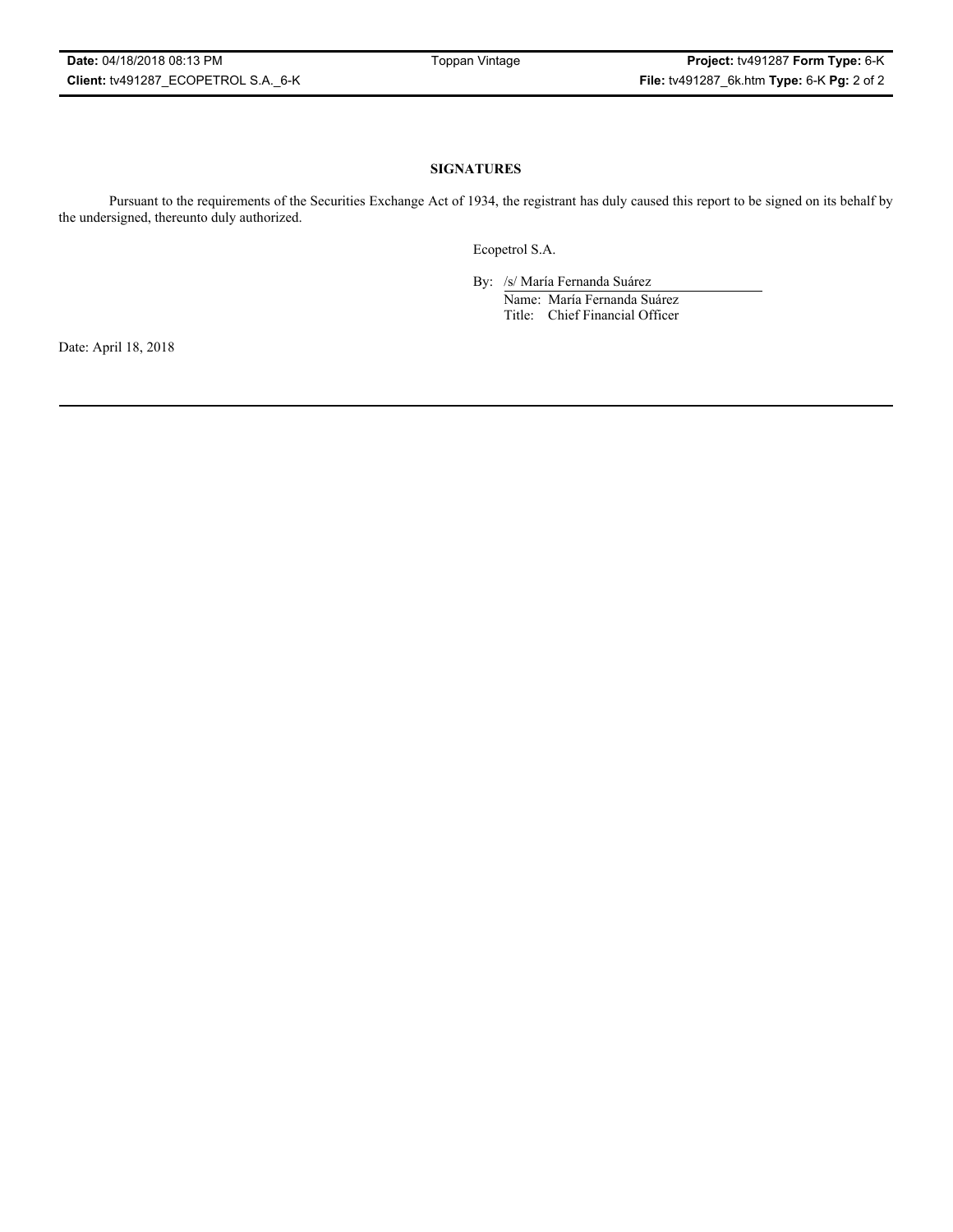**SIGNATURES**

Pursuant to the requirements of the Securities Exchange Act of 1934, the registrant has duly caused this report to be signed on its behalf by the undersigned, thereunto duly authorized.

Ecopetrol S.A.

By: /s/ María Fernanda Suárez
Name: María Fernanda Suárez
Title: Chief Financial Officer

Date: April 18, 2018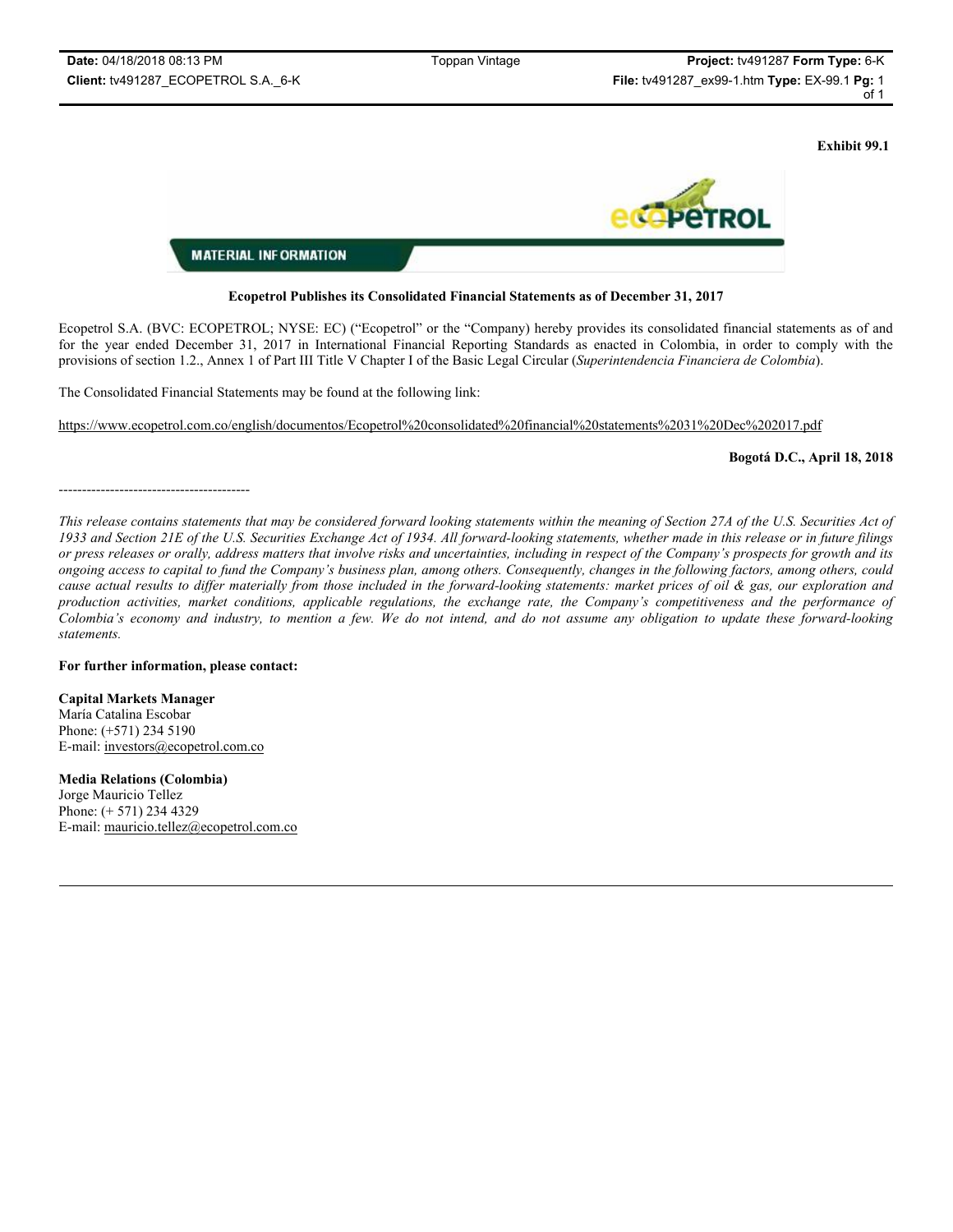**Exhibit 99.1**

**MATERIAL INFORMATION**

**Ecopetrol Publishes its Consolidated Financial Statements as of December 31, 2017**

Ecopetrol S.A. (BVC: ECOPETROL; NYSE: EC) ("Ecopetrol" or the "Company) hereby provides its consolidated financial statements as of and for the year ended December 31, 2017 in International Financial Reporting Standards as enacted in Colombia, in order to comply with the provisions of section 1.2., Annex 1 of Part III Title V Chapter I of the Basic Legal Circular (*Superintendencia Financiera de Colombia*).

The Consolidated Financial Statements may be found at the following link:

https://www.ecopetrol.com.co/english/documentos/Ecopetrol%20consolidated%20financial%20statements%2031%20Dec%202017.pdf

**Bogotá D.C., April 18, 2018**

-----------------------------------------

*This release contains statements that may be considered forward looking statements within the meaning of Section 27A of the U.S. Securities Act of 1933 and Section 21E of the U.S. Securities Exchange Act of 1934. All forward-looking statements, whether made in this release or in future filings or press releases or orally, address matters that involve risks and uncertainties, including in respect of the Company's prospects for growth and its ongoing access to capital to fund the Company's business plan, among others. Consequently, changes in the following factors, among others, could cause actual results to differ materially from those included in the forward-looking statements: market prices of oil & gas, our exploration and production activities, market conditions, applicable regulations, the exchange rate, the Company's competitiveness and the performance of Colombia's economy and industry, to mention a few. We do not intend, and do not assume any obligation to update these forward-looking statements.*

**For further information, please contact:**

**Capital Markets Manager**
María Catalina Escobar
Phone: (+571) 234 5190
E-mail: investors@ecopetrol.com.co

**Media Relations (Colombia)**
Jorge Mauricio Tellez
Phone: (+ 571) 234 4329
E-mail: mauricio.tellez@ecopetrol.com.co